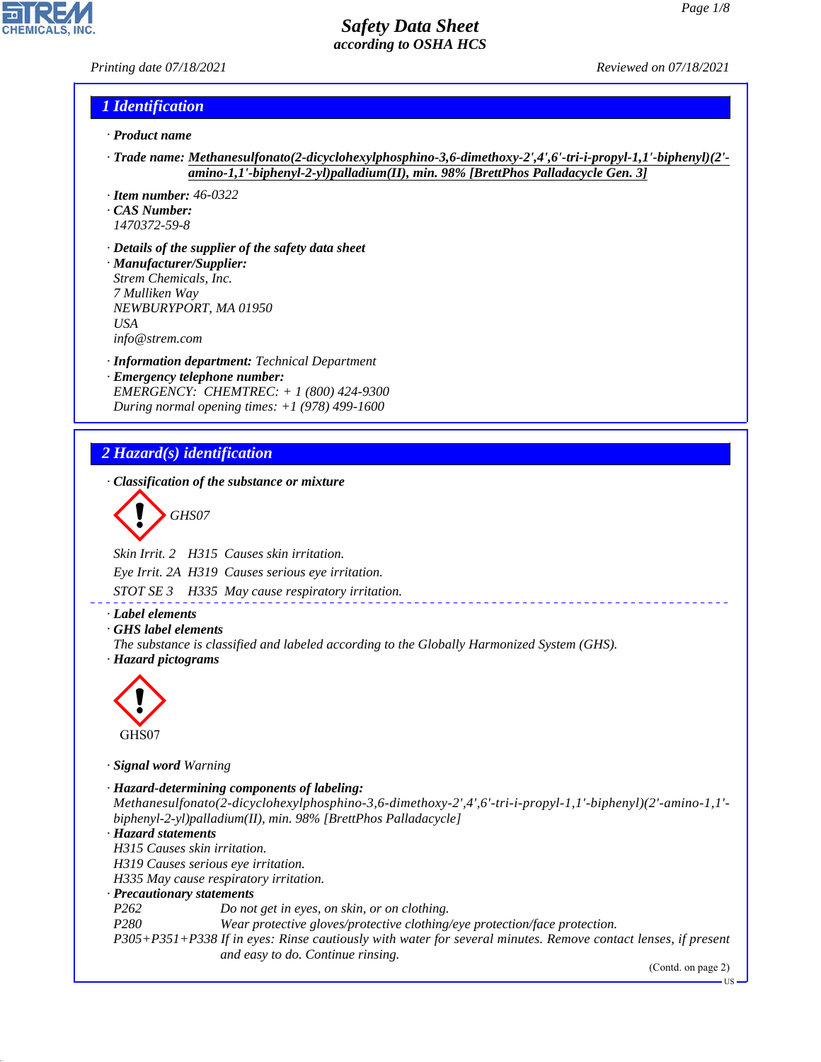# Safety Data Sheet
according to OSHA HCS

Printing date 07/18/2021 Reviewed on 07/18/2021

## 1 Identification

· **Product name**

· **Trade name:** **Methanesulfonato(2-dicyclohexylphosphino-3,6-dimethoxy-2',4',6'-tri-i-propyl-1,1'-biphenyl)(2'-amino-1,1'-biphenyl-2-yl)palladium(II), min. 98% [BrettPhos Palladacycle Gen. 3]**

· **Item number:** 46-0322

· **CAS Number:**
1470372-59-8

· **Details of the supplier of the safety data sheet**

· **Manufacturer/Supplier:**
Strem Chemicals, Inc.
7 Mulliken Way
NEWBURYPORT, MA 01950
USA
info@strem.com

· **Information department:** Technical Department

· **Emergency telephone number:**
EMERGENCY: CHEMTREC: + 1 (800) 424-9300
During normal opening times: +1 (978) 499-1600

## 2 Hazard(s) identification

· **Classification of the substance or mixture**

GHS07

Skin Irrit. 2 H315 Causes skin irritation.

Eye Irrit. 2A H319 Causes serious eye irritation.

STOT SE 3 H335 May cause respiratory irritation.

· **Label elements**

· **GHS label elements**
The substance is classified and labeled according to the Globally Harmonized System (GHS).

· **Hazard pictograms**

GHS07

· **Signal word** Warning

· **Hazard-determining components of labeling:**
Methanesulfonato(2-dicyclohexylphosphino-3,6-dimethoxy-2',4',6'-tri-i-propyl-1,1'-biphenyl)(2'-amino-1,1'-biphenyl-2-yl)palladium(II), min. 98% [BrettPhos Palladacycle]

· **Hazard statements**
H315 Causes skin irritation.
H319 Causes serious eye irritation.
H335 May cause respiratory irritation.

· **Precautionary statements**

P262 Do not get in eyes, on skin, or on clothing.

P280 Wear protective gloves/protective clothing/eye protection/face protection.

P305+P351+P338 If in eyes: Rinse cautiously with water for several minutes. Remove contact lenses, if present and easy to do. Continue rinsing.

(Contd. on page 2)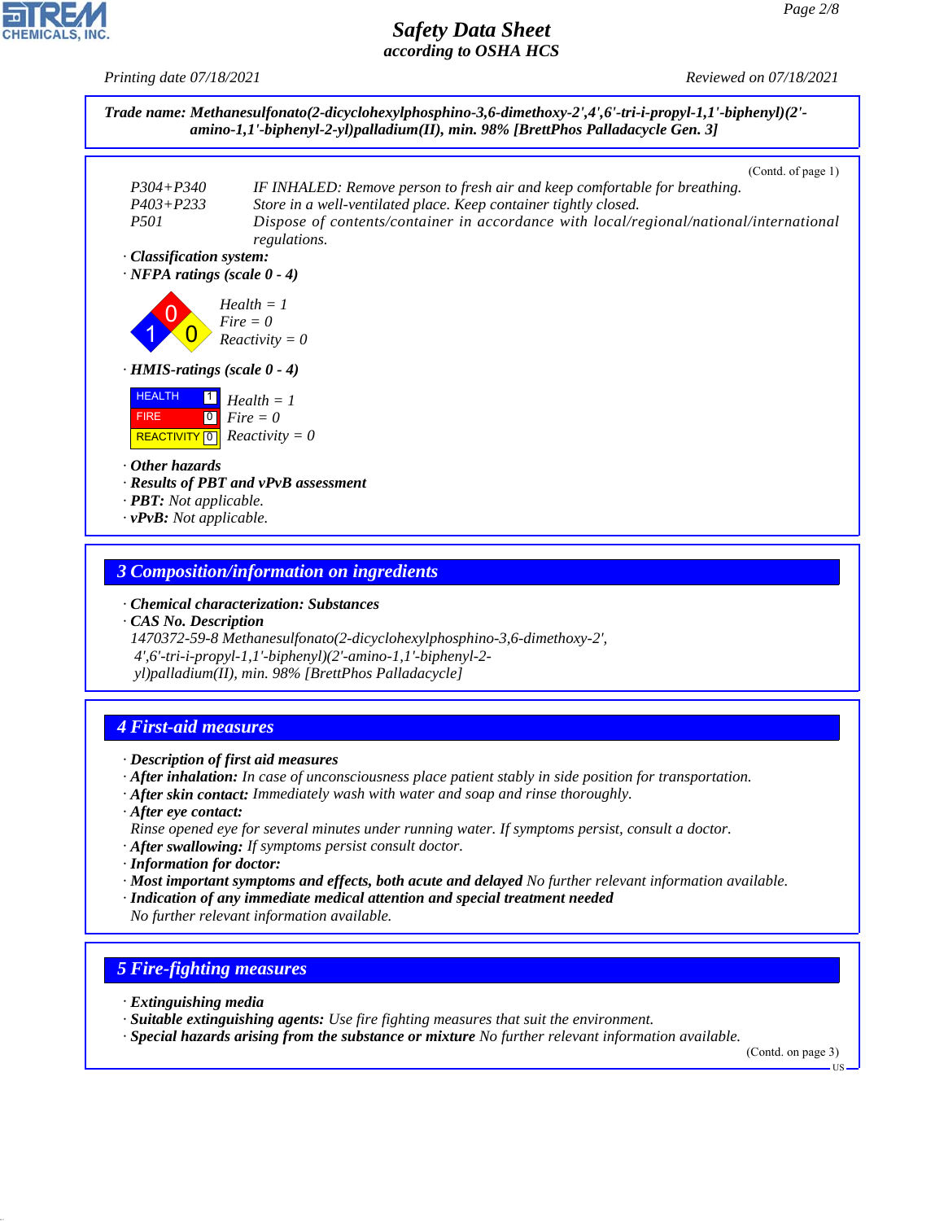**Trade name: Methanesulfonato(2-dicyclohexylphosphino-3,6-dimethoxy-2',4',6'-tri-i-propyl-1,1'-biphenyl)(2'-amino-1,1'-biphenyl-2-yl)palladium(II), min. 98% [BrettPhos Palladacycle Gen. 3]**

(Contd. of page 1)

P304+P340 IF INHALED: Remove person to fresh air and keep comfortable for breathing.
P403+P233 Store in a well-ventilated place. Keep container tightly closed.
P501 Dispose of contents/container in accordance with local/regional/national/international regulations.

· **Classification system:**
· **NFPA ratings (scale 0 - 4)**

Health = 1
Fire = 0
Reactivity = 0

· **HMIS-ratings (scale 0 - 4)**

| | | |
|---|---|---|
| HEALTH | 1 | Health = 1 |
| FIRE | 0 | Fire = 0 |
| REACTIVITY | 0 | Reactivity = 0 |

· **Other hazards**
· **Results of PBT and vPvB assessment**
· **PBT:** Not applicable.
· **vPvB:** Not applicable.

## 3 Composition/information on ingredients

· **Chemical characterization: Substances**
· **CAS No. Description**
1470372-59-8 Methanesulfonato(2-dicyclohexylphosphino-3,6-dimethoxy-2',4',6'-tri-i-propyl-1,1'-biphenyl)(2'-amino-1,1'-biphenyl-2-yl)palladium(II), min. 98% [BrettPhos Palladacycle]

## 4 First-aid measures

· **Description of first aid measures**
· **After inhalation:** In case of unconsciousness place patient stably in side position for transportation.
· **After skin contact:** Immediately wash with water and soap and rinse thoroughly.
· **After eye contact:**
Rinse opened eye for several minutes under running water. If symptoms persist, consult a doctor.
· **After swallowing:** If symptoms persist consult doctor.
· **Information for doctor:**
· **Most important symptoms and effects, both acute and delayed** No further relevant information available.
· **Indication of any immediate medical attention and special treatment needed**
No further relevant information available.

## 5 Fire-fighting measures

· **Extinguishing media**
· **Suitable extinguishing agents:** Use fire fighting measures that suit the environment.
· **Special hazards arising from the substance or mixture** No further relevant information available.

(Contd. on page 3)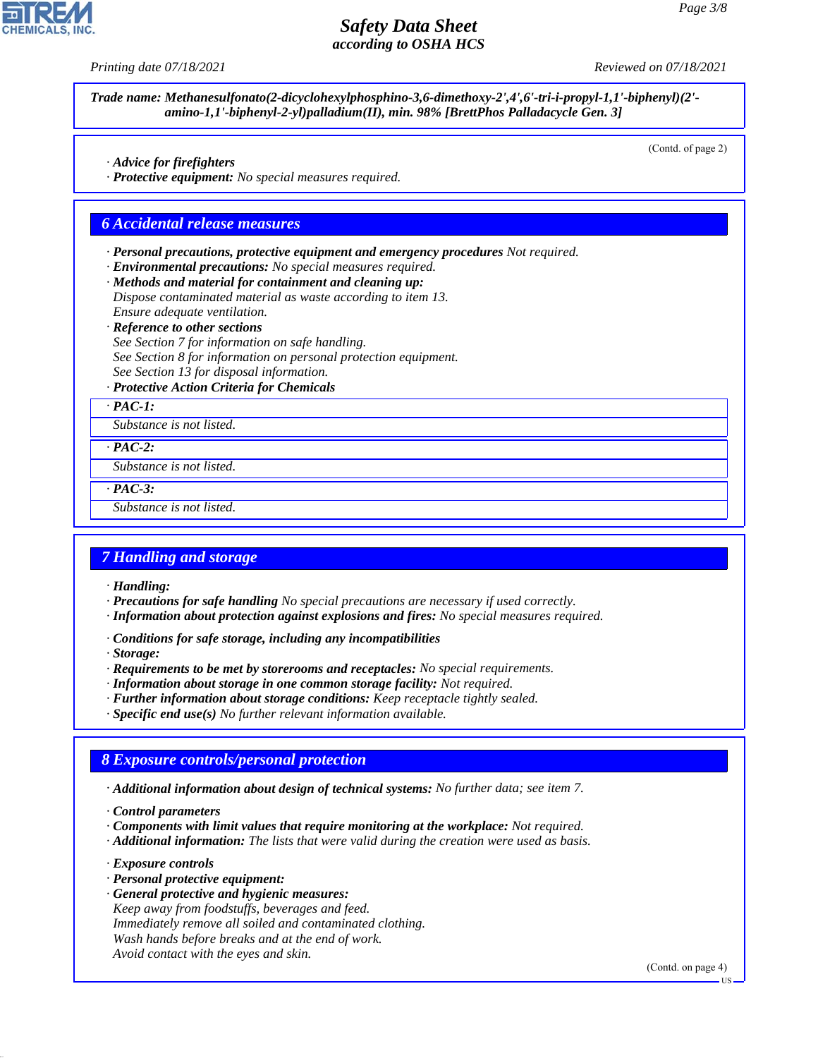**Trade name: Methanesulfonato(2-dicyclohexylphosphino-3,6-dimethoxy-2',4',6'-tri-i-propyl-1,1'-biphenyl)(2'-amino-1,1'-biphenyl-2-yl)palladium(II), min. 98% [BrettPhos Palladacycle Gen. 3]**

(Contd. of page 2)

· **Advice for firefighters**
· **Protective equipment:** No special measures required.

## 6 Accidental release measures

· **Personal precautions, protective equipment and emergency procedures** Not required.
· **Environmental precautions:** No special measures required.
· **Methods and material for containment and cleaning up:**
Dispose contaminated material as waste according to item 13.
Ensure adequate ventilation.
· **Reference to other sections**
See Section 7 for information on safe handling.
See Section 8 for information on personal protection equipment.
See Section 13 for disposal information.
· **Protective Action Criteria for Chemicals**

· **PAC-1:**
Substance is not listed.

· **PAC-2:**
Substance is not listed.

· **PAC-3:**
Substance is not listed.

## 7 Handling and storage

· **Handling:**
· **Precautions for safe handling** No special precautions are necessary if used correctly.
· **Information about protection against explosions and fires:** No special measures required.

· **Conditions for safe storage, including any incompatibilities**
· **Storage:**
· **Requirements to be met by storerooms and receptacles:** No special requirements.
· **Information about storage in one common storage facility:** Not required.
· **Further information about storage conditions:** Keep receptacle tightly sealed.
· **Specific end use(s)** No further relevant information available.

## 8 Exposure controls/personal protection

· **Additional information about design of technical systems:** No further data; see item 7.

· **Control parameters**
· **Components with limit values that require monitoring at the workplace:** Not required.
· **Additional information:** The lists that were valid during the creation were used as basis.

· **Exposure controls**
· **Personal protective equipment:**
· **General protective and hygienic measures:**
Keep away from foodstuffs, beverages and feed.
Immediately remove all soiled and contaminated clothing.
Wash hands before breaks and at the end of work.
Avoid contact with the eyes and skin.

(Contd. on page 4)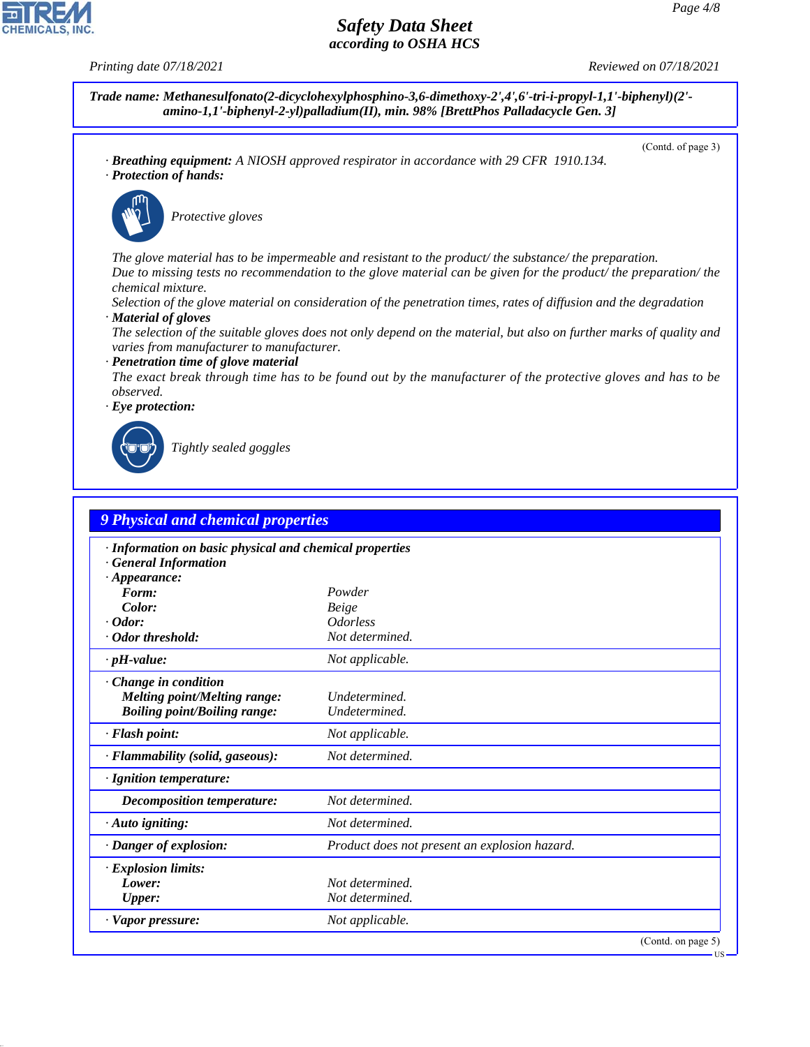**Trade name: Methanesulfonato(2-dicyclohexylphosphino-3,6-dimethoxy-2',4',6'-tri-i-propyl-1,1'-biphenyl)(2'-amino-1,1'-biphenyl-2-yl)palladium(II), min. 98% [BrettPhos Palladacycle Gen. 3]**

(Contd. of page 3)

· **Breathing equipment:** A NIOSH approved respirator in accordance with 29 CFR 1910.134.

· **Protection of hands:**

Protective gloves

The glove material has to be impermeable and resistant to the product/ the substance/ the preparation.
Due to missing tests no recommendation to the glove material can be given for the product/ the preparation/ the chemical mixture.
Selection of the glove material on consideration of the penetration times, rates of diffusion and the degradation

· **Material of gloves**
The selection of the suitable gloves does not only depend on the material, but also on further marks of quality and varies from manufacturer to manufacturer.

· **Penetration time of glove material**
The exact break through time has to be found out by the manufacturer of the protective gloves and has to be observed.

· **Eye protection:**

Tightly sealed goggles

## 9 Physical and chemical properties

| | |
|---|---|
| · **Information on basic physical and chemical properties** | |
| · **General Information** | |
| · **Appearance:** | |
| **Form:** | Powder |
| **Color:** | Beige |
| · **Odor:** | Odorless |
| · **Odor threshold:** | Not determined. |
| · **pH-value:** | Not applicable. |
| · **Change in condition** | |
| **Melting point/Melting range:** | Undetermined. |
| **Boiling point/Boiling range:** | Undetermined. |
| · **Flash point:** | Not applicable. |
| · **Flammability (solid, gaseous):** | Not determined. |
| · **Ignition temperature:** | |
| **Decomposition temperature:** | Not determined. |
| · **Auto igniting:** | Not determined. |
| · **Danger of explosion:** | Product does not present an explosion hazard. |
| · **Explosion limits:** | |
| **Lower:** | Not determined. |
| **Upper:** | Not determined. |
| · **Vapor pressure:** | Not applicable. |

(Contd. on page 5)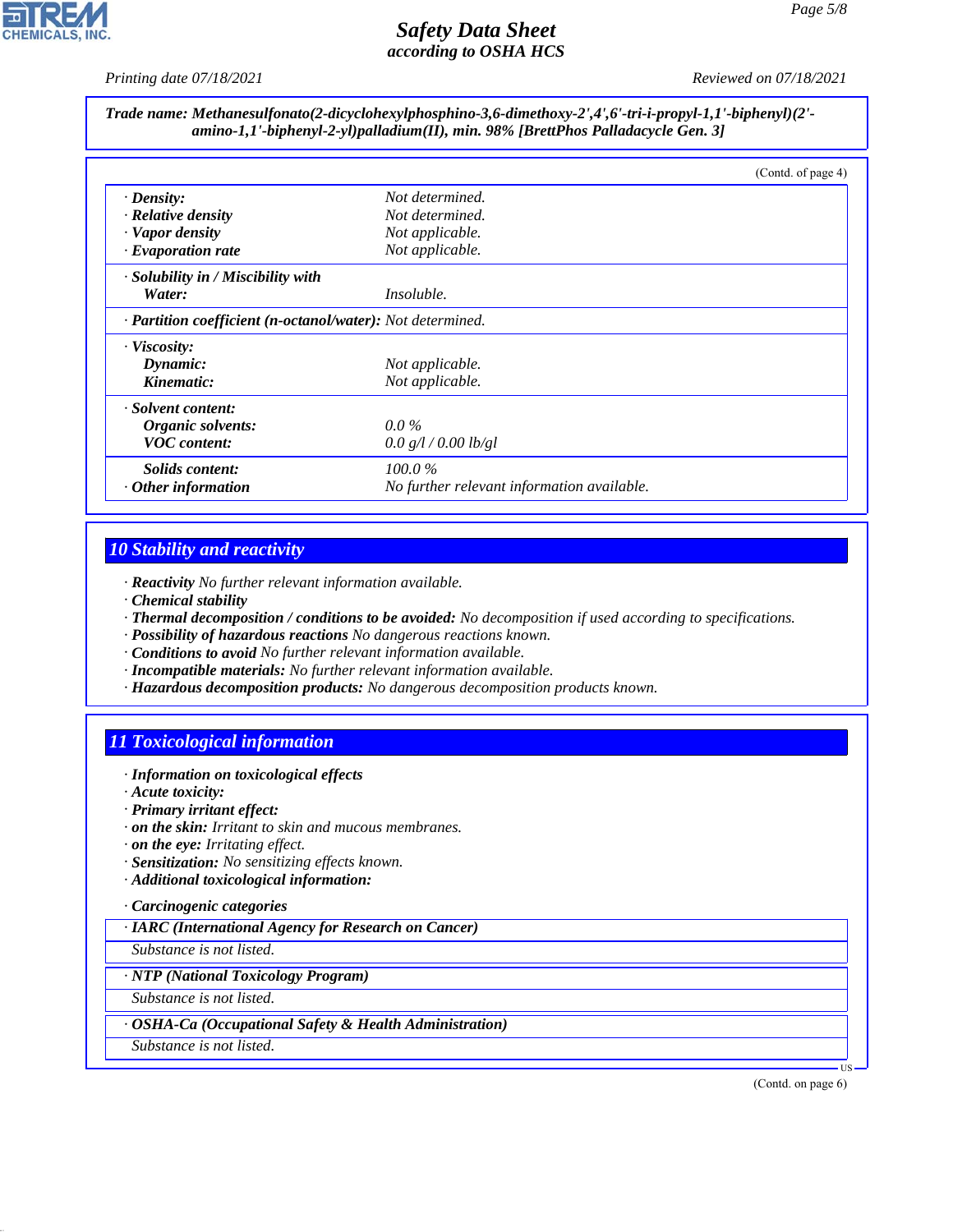**Trade name: Methanesulfonato(2-dicyclohexylphosphino-3,6-dimethoxy-2',4',6'-tri-i-propyl-1,1'-biphenyl)(2'-amino-1,1'-biphenyl-2-yl)palladium(II), min. 98% [BrettPhos Palladacycle Gen. 3]**

(Contd. of page 4)

| | |
|---|---|
| · **Density:** | Not determined. |
| · **Relative density** | Not determined. |
| · **Vapor density** | Not applicable. |
| · **Evaporation rate** | Not applicable. |
| · **Solubility in / Miscibility with** | |
| **Water:** | Insoluble. |
| · **Partition coefficient (n-octanol/water):** | Not determined. |
| · **Viscosity:** | |
| **Dynamic:** | Not applicable. |
| **Kinematic:** | Not applicable. |
| · **Solvent content:** | |
| **Organic solvents:** | 0.0 % |
| **VOC content:** | 0.0 g/l / 0.00 lb/gl |
| **Solids content:** | 100.0 % |
| · **Other information** | No further relevant information available. |

## 10 Stability and reactivity

· **Reactivity** No further relevant information available.
· **Chemical stability**
· **Thermal decomposition / conditions to be avoided:** No decomposition if used according to specifications.
· **Possibility of hazardous reactions** No dangerous reactions known.
· **Conditions to avoid** No further relevant information available.
· **Incompatible materials:** No further relevant information available.
· **Hazardous decomposition products:** No dangerous decomposition products known.

## 11 Toxicological information

· **Information on toxicological effects**
· **Acute toxicity:**
· **Primary irritant effect:**
· **on the skin:** Irritant to skin and mucous membranes.
· **on the eye:** Irritating effect.
· **Sensitization:** No sensitizing effects known.
· **Additional toxicological information:**

· **Carcinogenic categories**

· **IARC (International Agency for Research on Cancer)**

Substance is not listed.

· **NTP (National Toxicology Program)**

Substance is not listed.

· **OSHA-Ca (Occupational Safety & Health Administration)**

Substance is not listed.

(Contd. on page 6)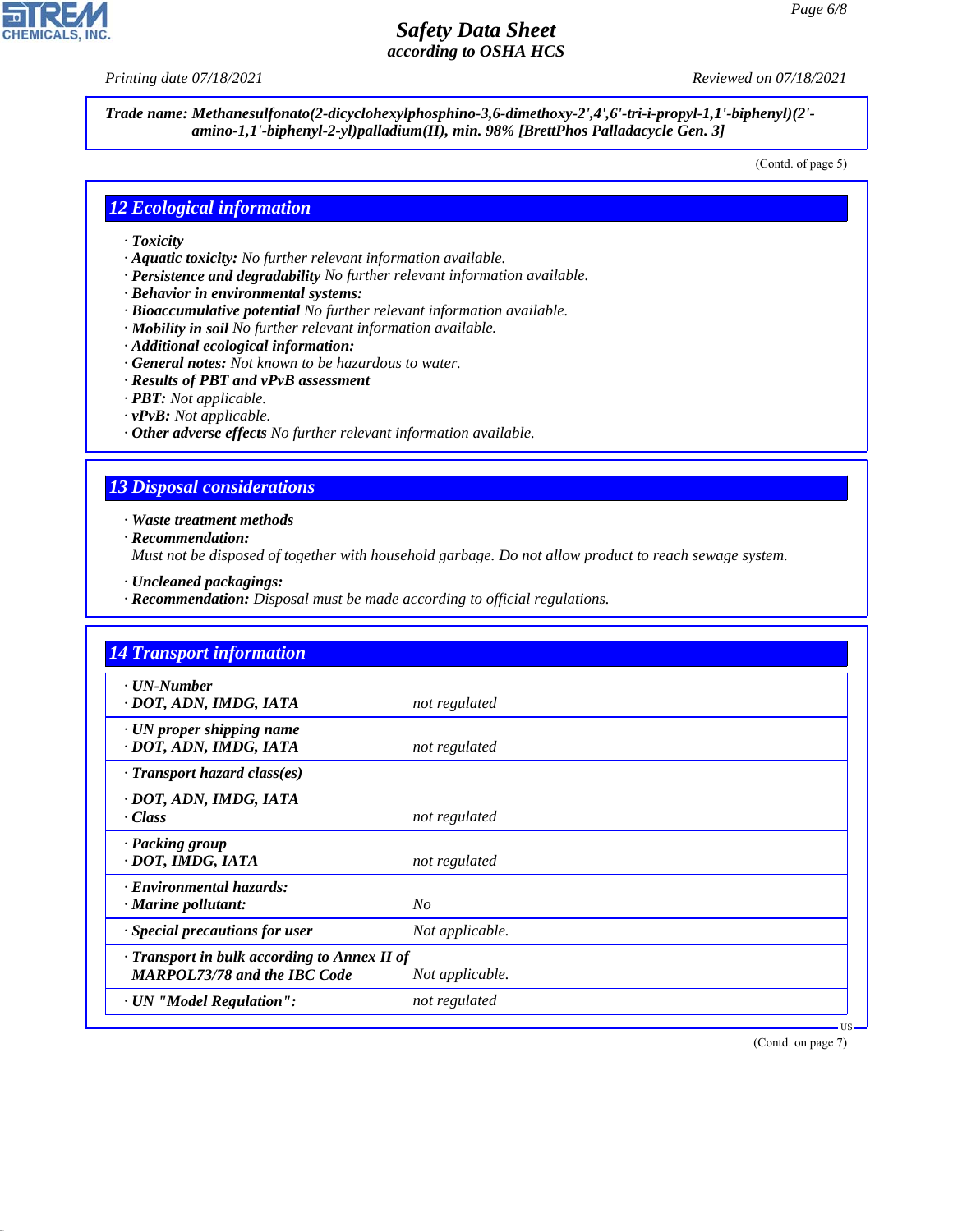**Trade name: Methanesulfonato(2-dicyclohexylphosphino-3,6-dimethoxy-2',4',6'-tri-i-propyl-1,1'-biphenyl)(2'-amino-1,1'-biphenyl-2-yl)palladium(II), min. 98% [BrettPhos Palladacycle Gen. 3]**

(Contd. of page 5)

## 12 Ecological information

- **Toxicity**
- **Aquatic toxicity:** No further relevant information available.
- **Persistence and degradability** No further relevant information available.
- **Behavior in environmental systems:**
- **Bioaccumulative potential** No further relevant information available.
- **Mobility in soil** No further relevant information available.
- **Additional ecological information:**
- **General notes:** Not known to be hazardous to water.
- **Results of PBT and vPvB assessment**
- **PBT:** Not applicable.
- **vPvB:** Not applicable.
- **Other adverse effects** No further relevant information available.

## 13 Disposal considerations

- **Waste treatment methods**
- **Recommendation:**
  Must not be disposed of together with household garbage. Do not allow product to reach sewage system.
- **Uncleaned packagings:**
- **Recommendation:** Disposal must be made according to official regulations.

## 14 Transport information

| | |
|---|---|
| **UN-Number** | |
| **DOT, ADN, IMDG, IATA** | not regulated |
| **UN proper shipping name** | |
| **DOT, ADN, IMDG, IATA** | not regulated |
| **Transport hazard class(es)** | |
| **DOT, ADN, IMDG, IATA** | |
| **Class** | not regulated |
| **Packing group** | |
| **DOT, IMDG, IATA** | not regulated |
| **Environmental hazards:** | |
| **Marine pollutant:** | No |
| **Special precautions for user** | Not applicable. |
| **Transport in bulk according to Annex II of MARPOL73/78 and the IBC Code** | Not applicable. |
| **UN "Model Regulation":** | not regulated |

(Contd. on page 7)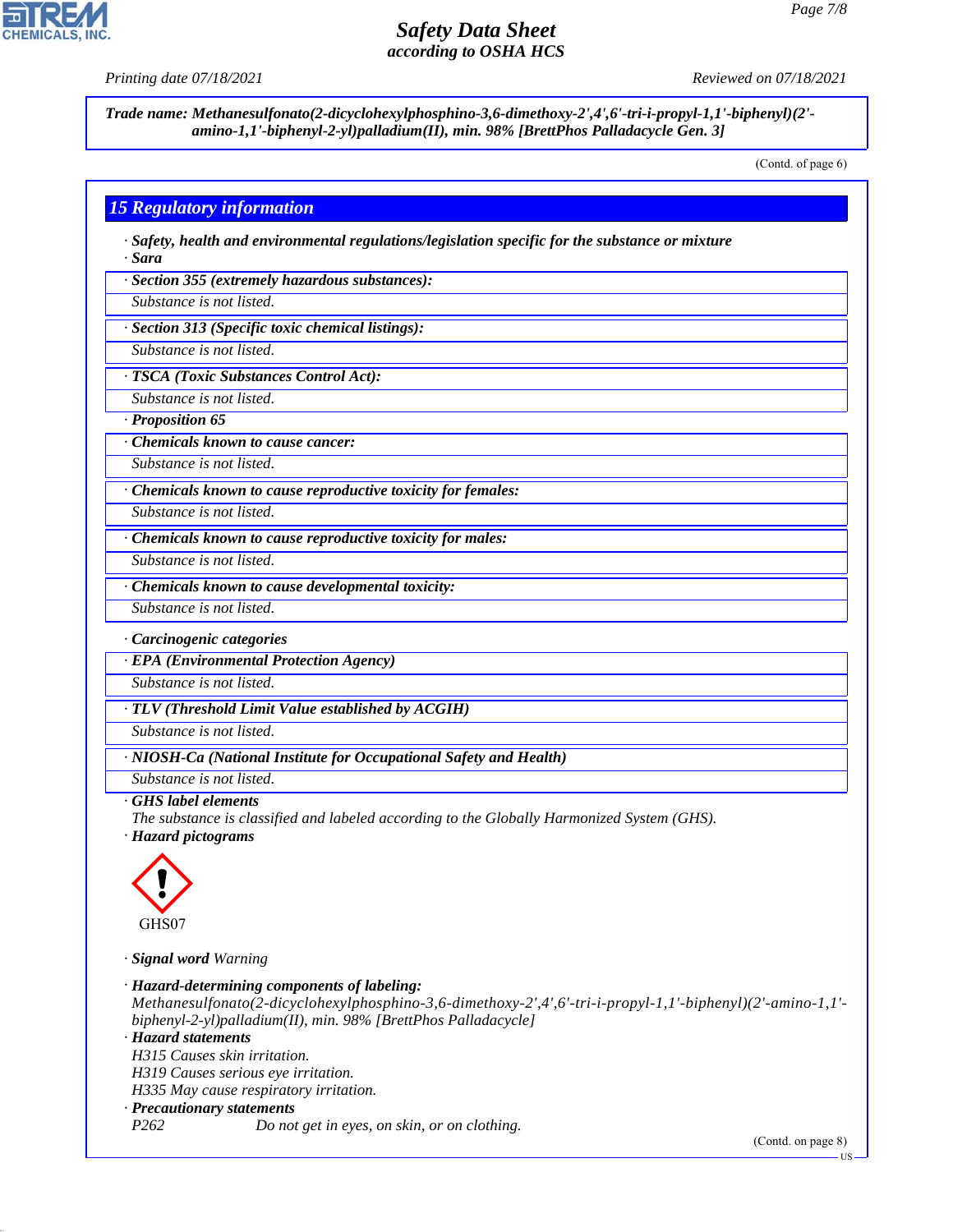**Trade name: Methanesulfonato(2-dicyclohexylphosphino-3,6-dimethoxy-2',4',6'-tri-i-propyl-1,1'-biphenyl)(2'-amino-1,1'-biphenyl-2-yl)palladium(II), min. 98% [BrettPhos Palladacycle Gen. 3]**

(Contd. of page 6)

## 15 Regulatory information

· **Safety, health and environmental regulations/legislation specific for the substance or mixture**

· **Sara**

· **Section 355 (extremely hazardous substances):**

Substance is not listed.

· **Section 313 (Specific toxic chemical listings):**

Substance is not listed.

· **TSCA (Toxic Substances Control Act):**

Substance is not listed.

· **Proposition 65**

· **Chemicals known to cause cancer:**

Substance is not listed.

· **Chemicals known to cause reproductive toxicity for females:**

Substance is not listed.

· **Chemicals known to cause reproductive toxicity for males:**

Substance is not listed.

· **Chemicals known to cause developmental toxicity:**

Substance is not listed.

· **Carcinogenic categories**

· **EPA (Environmental Protection Agency)**

Substance is not listed.

· **TLV (Threshold Limit Value established by ACGIH)**

Substance is not listed.

· **NIOSH-Ca (National Institute for Occupational Safety and Health)**

Substance is not listed.

· **GHS label elements**

The substance is classified and labeled according to the Globally Harmonized System (GHS).

· **Hazard pictograms**

GHS07

· **Signal word** Warning

· **Hazard-determining components of labeling:**

Methanesulfonato(2-dicyclohexylphosphino-3,6-dimethoxy-2',4',6'-tri-i-propyl-1,1'-biphenyl)(2'-amino-1,1'-biphenyl-2-yl)palladium(II), min. 98% [BrettPhos Palladacycle]

· **Hazard statements**

H315 Causes skin irritation.
H319 Causes serious eye irritation.
H335 May cause respiratory irritation.

· **Precautionary statements**

P262 Do not get in eyes, on skin, or on clothing.

(Contd. on page 8)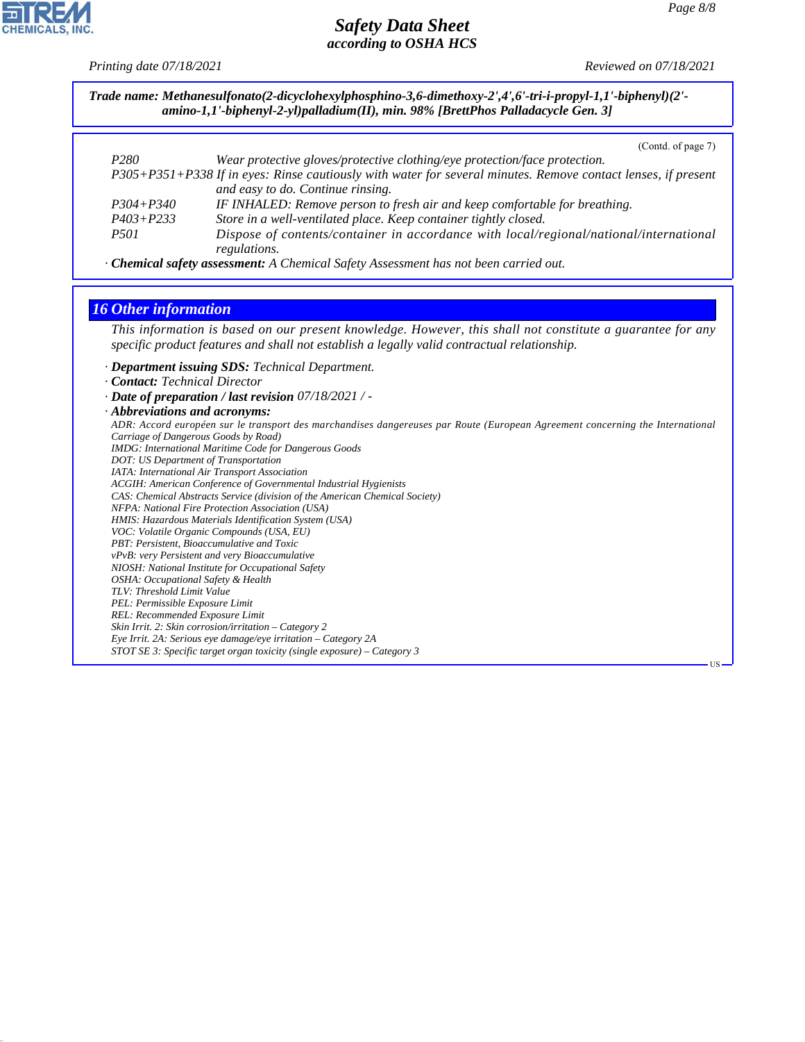**Trade name: Methanesulfonato(2-dicyclohexylphosphino-3,6-dimethoxy-2',4',6'-tri-i-propyl-1,1'-biphenyl)(2'-amino-1,1'-biphenyl-2-yl)palladium(II), min. 98% [BrettPhos Palladacycle Gen. 3]**

(Contd. of page 7)

| | |
|---|---|
| P280 | Wear protective gloves/protective clothing/eye protection/face protection. |
| P305+P351+P338 | If in eyes: Rinse cautiously with water for several minutes. Remove contact lenses, if present and easy to do. Continue rinsing. |
| P304+P340 | IF INHALED: Remove person to fresh air and keep comfortable for breathing. |
| P403+P233 | Store in a well-ventilated place. Keep container tightly closed. |
| P501 | Dispose of contents/container in accordance with local/regional/national/international regulations. |

· **Chemical safety assessment:** A Chemical Safety Assessment has not been carried out.

## 16 Other information

This information is based on our present knowledge. However, this shall not constitute a guarantee for any specific product features and shall not establish a legally valid contractual relationship.

· **Department issuing SDS:** Technical Department.
· **Contact:** Technical Director
· **Date of preparation / last revision** 07/18/2021 / -
· **Abbreviations and acronyms:**

ADR: Accord européen sur le transport des marchandises dangereuses par Route (European Agreement concerning the International Carriage of Dangerous Goods by Road)
IMDG: International Maritime Code for Dangerous Goods
DOT: US Department of Transportation
IATA: International Air Transport Association
ACGIH: American Conference of Governmental Industrial Hygienists
CAS: Chemical Abstracts Service (division of the American Chemical Society)
NFPA: National Fire Protection Association (USA)
HMIS: Hazardous Materials Identification System (USA)
VOC: Volatile Organic Compounds (USA, EU)
PBT: Persistent, Bioaccumulative and Toxic
vPvB: very Persistent and very Bioaccumulative
NIOSH: National Institute for Occupational Safety
OSHA: Occupational Safety & Health
TLV: Threshold Limit Value
PEL: Permissible Exposure Limit
REL: Recommended Exposure Limit
Skin Irrit. 2: Skin corrosion/irritation – Category 2
Eye Irrit. 2A: Serious eye damage/eye irritation – Category 2A
STOT SE 3: Specific target organ toxicity (single exposure) – Category 3